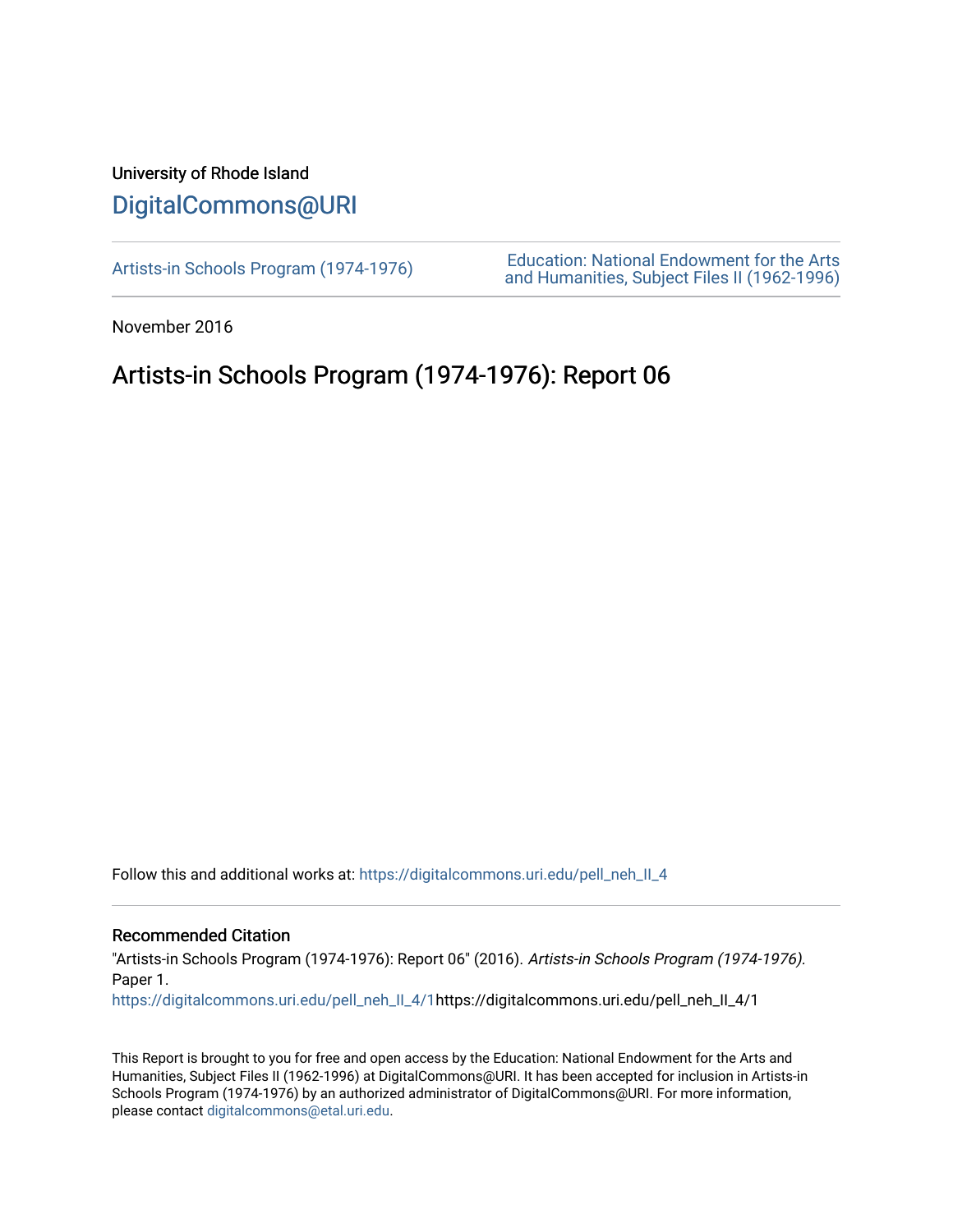University of Rhode Island

# DigitalCommons@URI

Artists-in Schools Program (1974-1976)

Education: National Endowment for the Arts and Humanities, Subject Files II (1962-1996)

November 2016

## Artists-in Schools Program (1974-1976): Report 06

Follow this and additional works at: https://digitalcommons.uri.edu/pell_neh_II_4

### Recommended Citation

"Artists-in Schools Program (1974-1976): Report 06" (2016). *Artists-in Schools Program (1974-1976).* Paper 1.

https://digitalcommons.uri.edu/pell_neh_II_4/1https://digitalcommons.uri.edu/pell_neh_II_4/1

This Report is brought to you for free and open access by the Education: National Endowment for the Arts and Humanities, Subject Files II (1962-1996) at DigitalCommons@URI. It has been accepted for inclusion in Artists-in Schools Program (1974-1976) by an authorized administrator of DigitalCommons@URI. For more information, please contact digitalcommons@etal.uri.edu.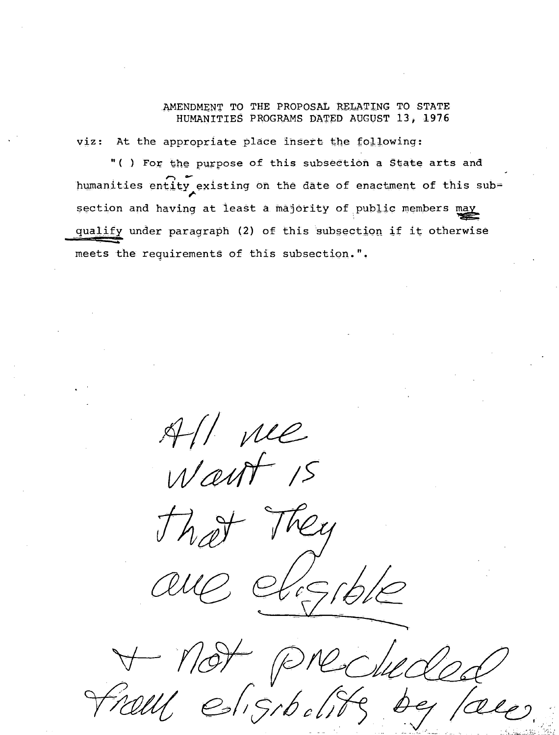AMENDMENT TO THE PROPOSAL RELATING TO STATE HUMANITIES PROGRAMS DATED AUGUST 13, 1976

viz: At the appropriate place insert the following:

"( ) For the purpose of this subsection a State arts and humanities entity existing on the date of enactment of this subsection and having at least a majority of public members <u>may qualify</u> under paragraph (2) of this subsection if it otherwise meets the requirements of this subsection.".

All we want is that they are <u>eligible</u> + not precluded from eligibility by law.